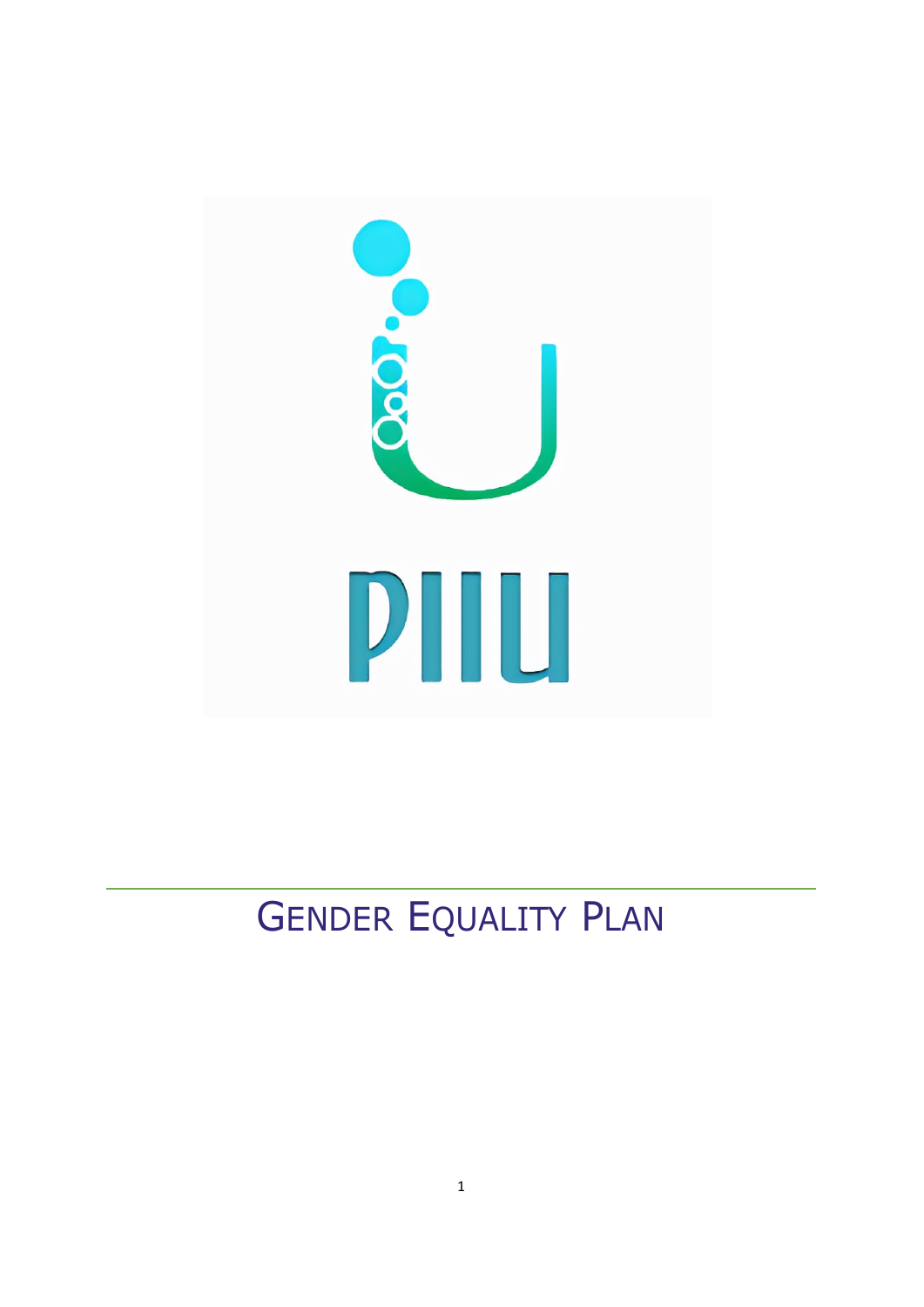PIIU

# GENDER EQUALITY PLAN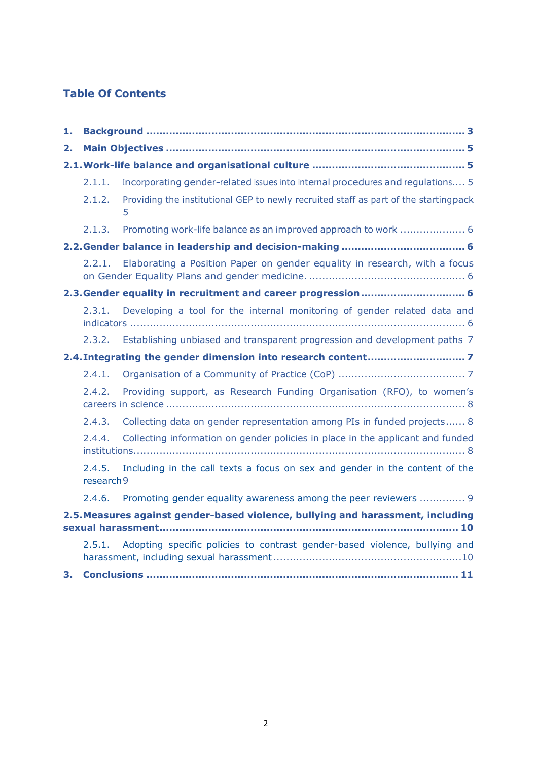## Table Of Contents

**1. Background** ........................................................................................ **3**

**2. Main Objectives** ................................................................................ **5**

**2.1. Work-life balance and organisational culture** ................................................ **5**

2.1.1. Incorporating gender-related issues into internal procedures and regulations.... 5

2.1.2. Providing the institutional GEP to newly recruited staff as part of the starting pack 5

2.1.3. Promoting work-life balance as an improved approach to work ................... 6

**2.2. Gender balance in leadership and decision-making** ..................................... **6**

2.2.1. Elaborating a Position Paper on gender equality in research, with a focus on Gender Equality Plans and gender medicine. ............................................... 6

**2.3. Gender equality in recruitment and career progression** ............................... **6**

2.3.1. Developing a tool for the internal monitoring of gender related data and indicators ...................................................................................... 6

2.3.2. Establishing unbiased and transparent progression and development paths 7

**2.4. Integrating the gender dimension into research content** ............................. **7**

2.4.1. Organisation of a Community of Practice (CoP) ...................................... 7

2.4.2. Providing support, as Research Funding Organisation (RFO), to women's careers in science ............................................................................ 8

2.4.3. Collecting data on gender representation among PIs in funded projects...... 8

2.4.4. Collecting information on gender policies in place in the applicant and funded institutions.................................................................................... 8

2.4.5. Including in the call texts a focus on sex and gender in the content of the research 9

2.4.6. Promoting gender equality awareness among the peer reviewers ............. 9

**2.5. Measures against gender-based violence, bullying and harassment, including sexual harassment** ........................................................................... **10**

2.5.1. Adopting specific policies to contrast gender-based violence, bullying and harassment, including sexual harassment ................................................10

**3. Conclusions** ....................................................................................... **11**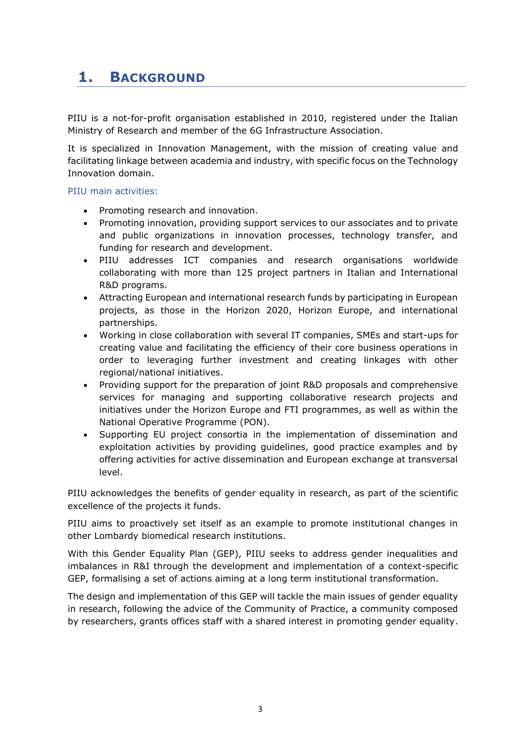# 1. BACKGROUND

PIIU is a not-for-profit organisation established in 2010, registered under the Italian Ministry of Research and member of the 6G Infrastructure Association.

It is specialized in Innovation Management, with the mission of creating value and facilitating linkage between academia and industry, with specific focus on the Technology Innovation domain.

PIIU main activities:

- Promoting research and innovation.
- Promoting innovation, providing support services to our associates and to private and public organizations in innovation processes, technology transfer, and funding for research and development.
- PIIU addresses ICT companies and research organisations worldwide collaborating with more than 125 project partners in Italian and International R&D programs.
- Attracting European and international research funds by participating in European projects, as those in the Horizon 2020, Horizon Europe, and international partnerships.
- Working in close collaboration with several IT companies, SMEs and start-ups for creating value and facilitating the efficiency of their core business operations in order to leveraging further investment and creating linkages with other regional/national initiatives.
- Providing support for the preparation of joint R&D proposals and comprehensive services for managing and supporting collaborative research projects and initiatives under the Horizon Europe and FTI programmes, as well as within the National Operative Programme (PON).
- Supporting EU project consortia in the implementation of dissemination and exploitation activities by providing guidelines, good practice examples and by offering activities for active dissemination and European exchange at transversal level.

PIIU acknowledges the benefits of gender equality in research, as part of the scientific excellence of the projects it funds.

PIIU aims to proactively set itself as an example to promote institutional changes in other Lombardy biomedical research institutions.

With this Gender Equality Plan (GEP), PIIU seeks to address gender inequalities and imbalances in R&I through the development and implementation of a context-specific GEP, formalising a set of actions aiming at a long term institutional transformation.

The design and implementation of this GEP will tackle the main issues of gender equality in research, following the advice of the Community of Practice, a community composed by researchers, grants offices staff with a shared interest in promoting gender equality.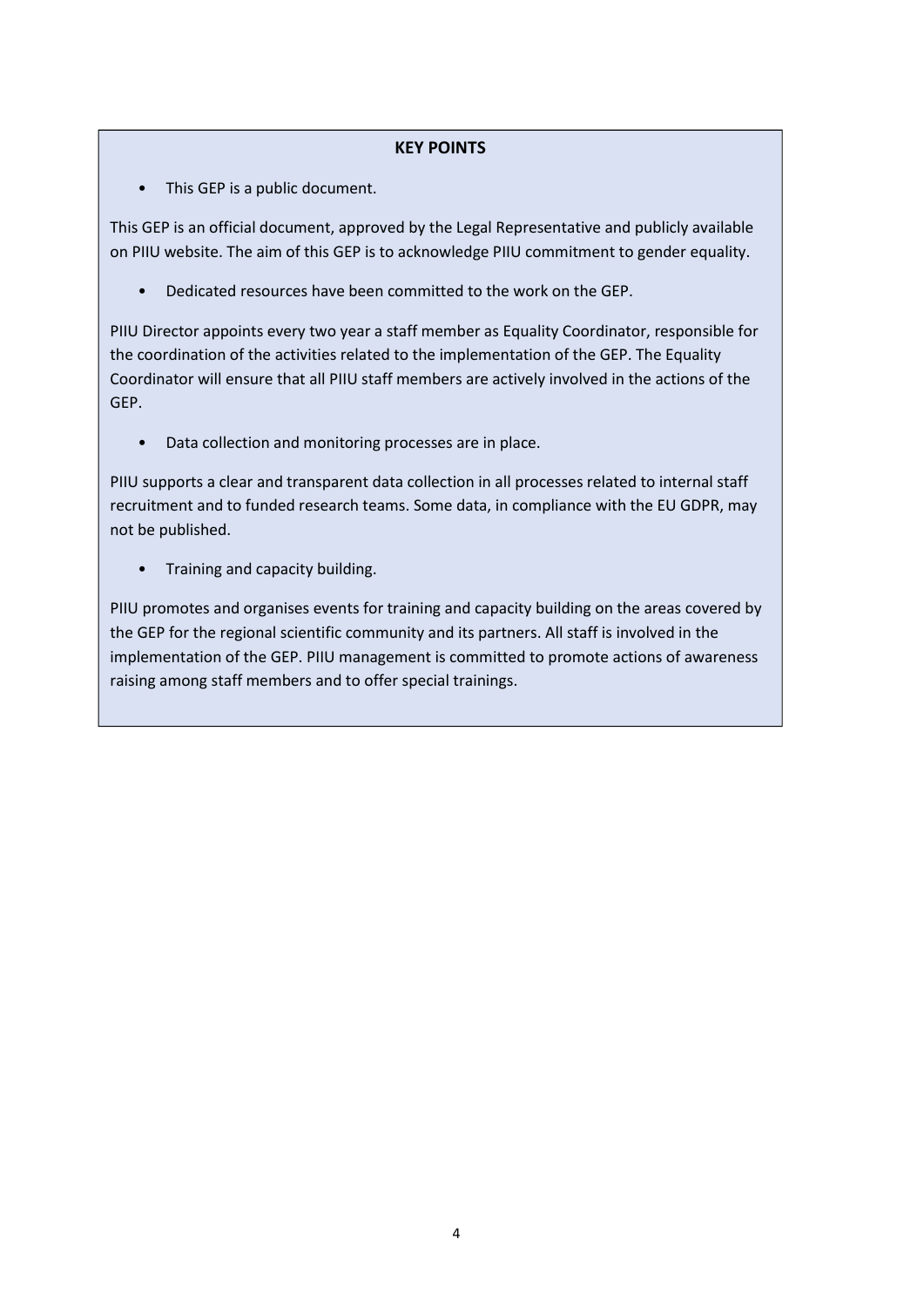**KEY POINTS**

- This GEP is a public document.

This GEP is an official document, approved by the Legal Representative and publicly available on PIIU website. The aim of this GEP is to acknowledge PIIU commitment to gender equality.

- Dedicated resources have been committed to the work on the GEP.

PIIU Director appoints every two year a staff member as Equality Coordinator, responsible for the coordination of the activities related to the implementation of the GEP. The Equality Coordinator will ensure that all PIIU staff members are actively involved in the actions of the GEP.

- Data collection and monitoring processes are in place.

PIIU supports a clear and transparent data collection in all processes related to internal staff recruitment and to funded research teams. Some data, in compliance with the EU GDPR, may not be published.

- Training and capacity building.

PIIU promotes and organises events for training and capacity building on the areas covered by the GEP for the regional scientific community and its partners. All staff is involved in the implementation of the GEP. PIIU management is committed to promote actions of awareness raising among staff members and to offer special trainings.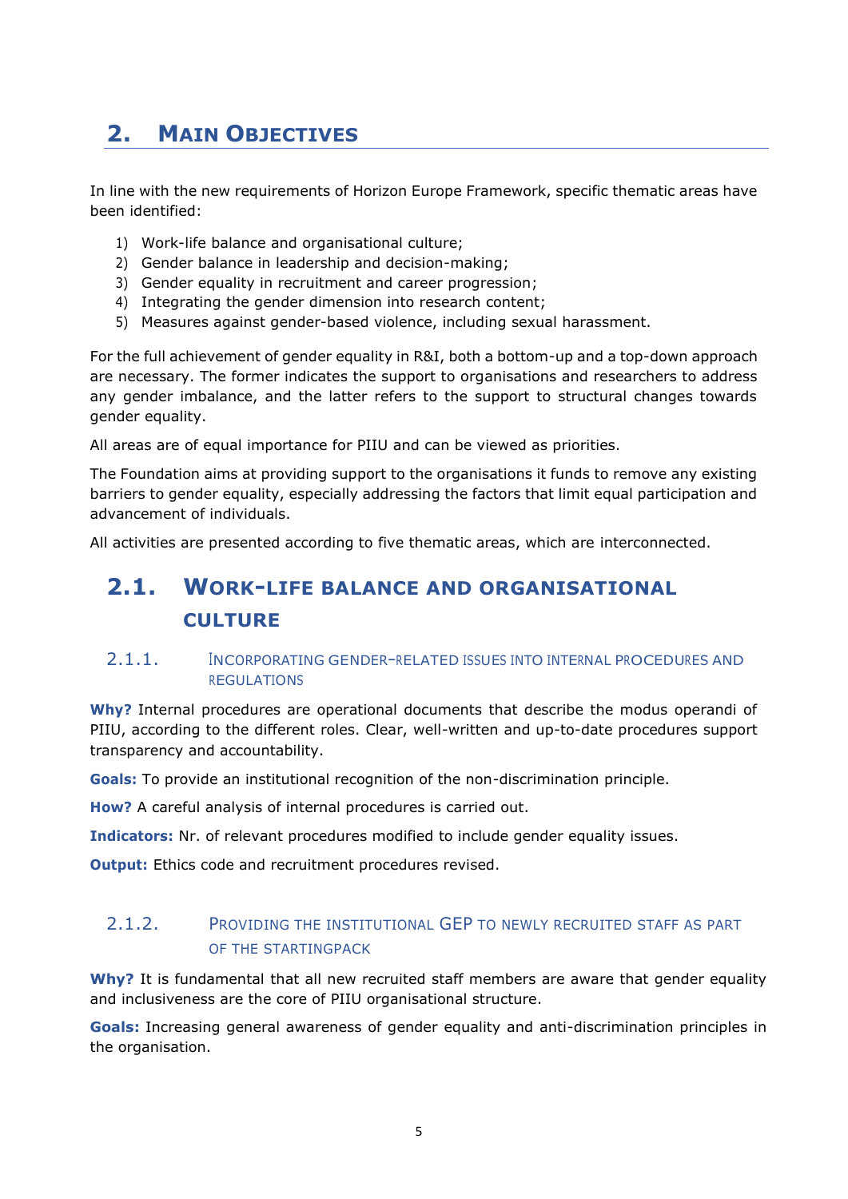# 2. Main Objectives

In line with the new requirements of Horizon Europe Framework, specific thematic areas have been identified:

1) Work-life balance and organisational culture;
2) Gender balance in leadership and decision-making;
3) Gender equality in recruitment and career progression;
4) Integrating the gender dimension into research content;
5) Measures against gender-based violence, including sexual harassment.

For the full achievement of gender equality in R&I, both a bottom-up and a top-down approach are necessary. The former indicates the support to organisations and researchers to address any gender imbalance, and the latter refers to the support to structural changes towards gender equality.

All areas are of equal importance for PIIU and can be viewed as priorities.

The Foundation aims at providing support to the organisations it funds to remove any existing barriers to gender equality, especially addressing the factors that limit equal participation and advancement of individuals.

All activities are presented according to five thematic areas, which are interconnected.

## 2.1. Work-life balance and organisational culture

### 2.1.1. Incorporating gender-related issues into internal procedures and regulations

**Why?** Internal procedures are operational documents that describe the modus operandi of PIIU, according to the different roles. Clear, well-written and up-to-date procedures support transparency and accountability.

**Goals:** To provide an institutional recognition of the non-discrimination principle.

**How?** A careful analysis of internal procedures is carried out.

**Indicators:** Nr. of relevant procedures modified to include gender equality issues.

**Output:** Ethics code and recruitment procedures revised.

### 2.1.2. Providing the institutional GEP to newly recruited staff as part of the startingpack

**Why?** It is fundamental that all new recruited staff members are aware that gender equality and inclusiveness are the core of PIIU organisational structure.

**Goals:** Increasing general awareness of gender equality and anti-discrimination principles in the organisation.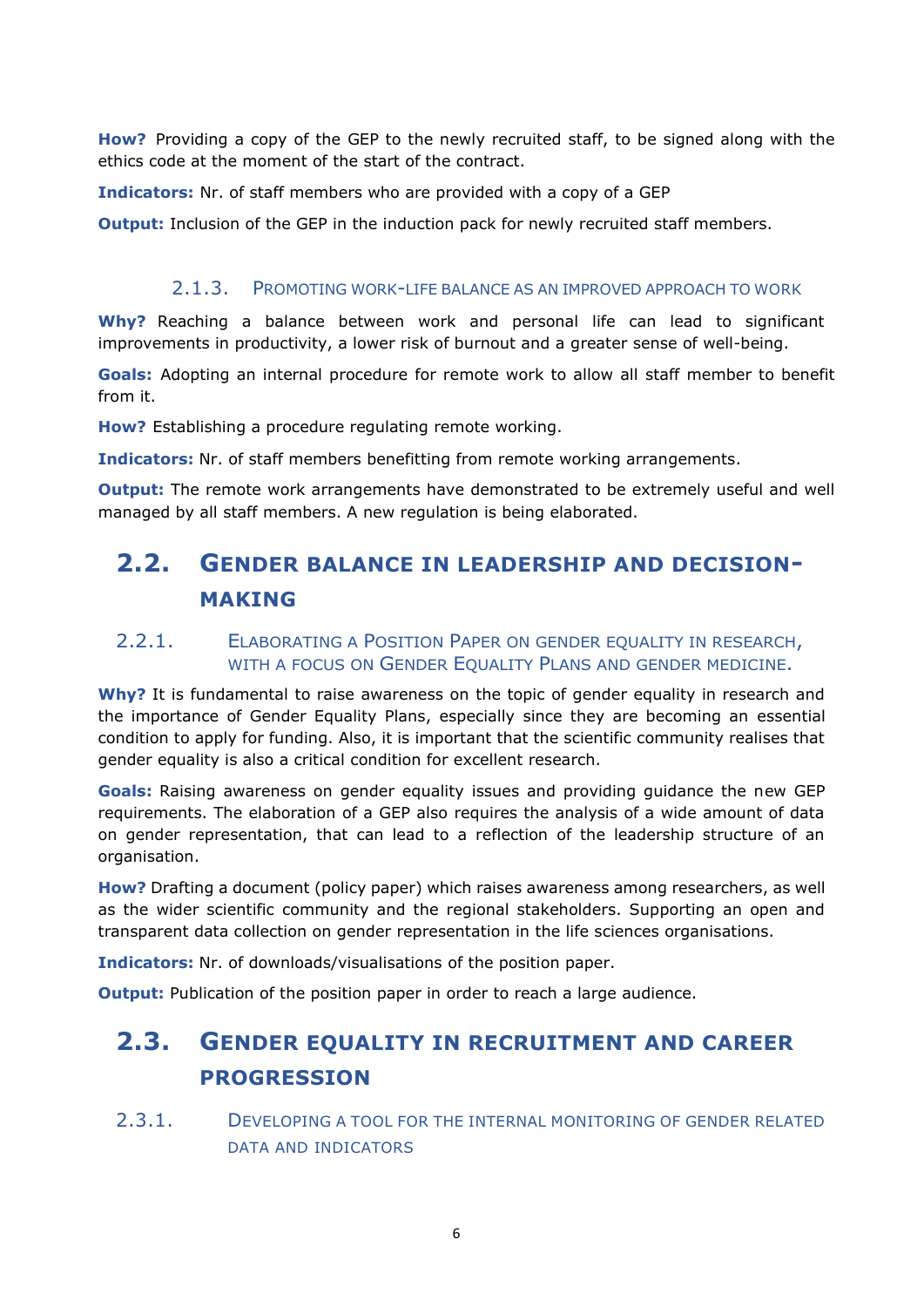**How?** Providing a copy of the GEP to the newly recruited staff, to be signed along with the ethics code at the moment of the start of the contract.

**Indicators:** Nr. of staff members who are provided with a copy of a GEP

**Output:** Inclusion of the GEP in the induction pack for newly recruited staff members.

#### 2.1.3. Promoting work-life balance as an improved approach to work

**Why?** Reaching a balance between work and personal life can lead to significant improvements in productivity, a lower risk of burnout and a greater sense of well-being.

**Goals:** Adopting an internal procedure for remote work to allow all staff member to benefit from it.

**How?** Establishing a procedure regulating remote working.

**Indicators:** Nr. of staff members benefitting from remote working arrangements.

**Output:** The remote work arrangements have demonstrated to be extremely useful and well managed by all staff members. A new regulation is being elaborated.

## 2.2. Gender balance in leadership and decision-making

### 2.2.1. Elaborating a Position Paper on gender equality in research, with a focus on Gender Equality Plans and gender medicine.

**Why?** It is fundamental to raise awareness on the topic of gender equality in research and the importance of Gender Equality Plans, especially since they are becoming an essential condition to apply for funding. Also, it is important that the scientific community realises that gender equality is also a critical condition for excellent research.

**Goals:** Raising awareness on gender equality issues and providing guidance the new GEP requirements. The elaboration of a GEP also requires the analysis of a wide amount of data on gender representation, that can lead to a reflection of the leadership structure of an organisation.

**How?** Drafting a document (policy paper) which raises awareness among researchers, as well as the wider scientific community and the regional stakeholders. Supporting an open and transparent data collection on gender representation in the life sciences organisations.

**Indicators:** Nr. of downloads/visualisations of the position paper.

**Output:** Publication of the position paper in order to reach a large audience.

## 2.3. Gender equality in recruitment and career progression

### 2.3.1. Developing a tool for the internal monitoring of gender related data and indicators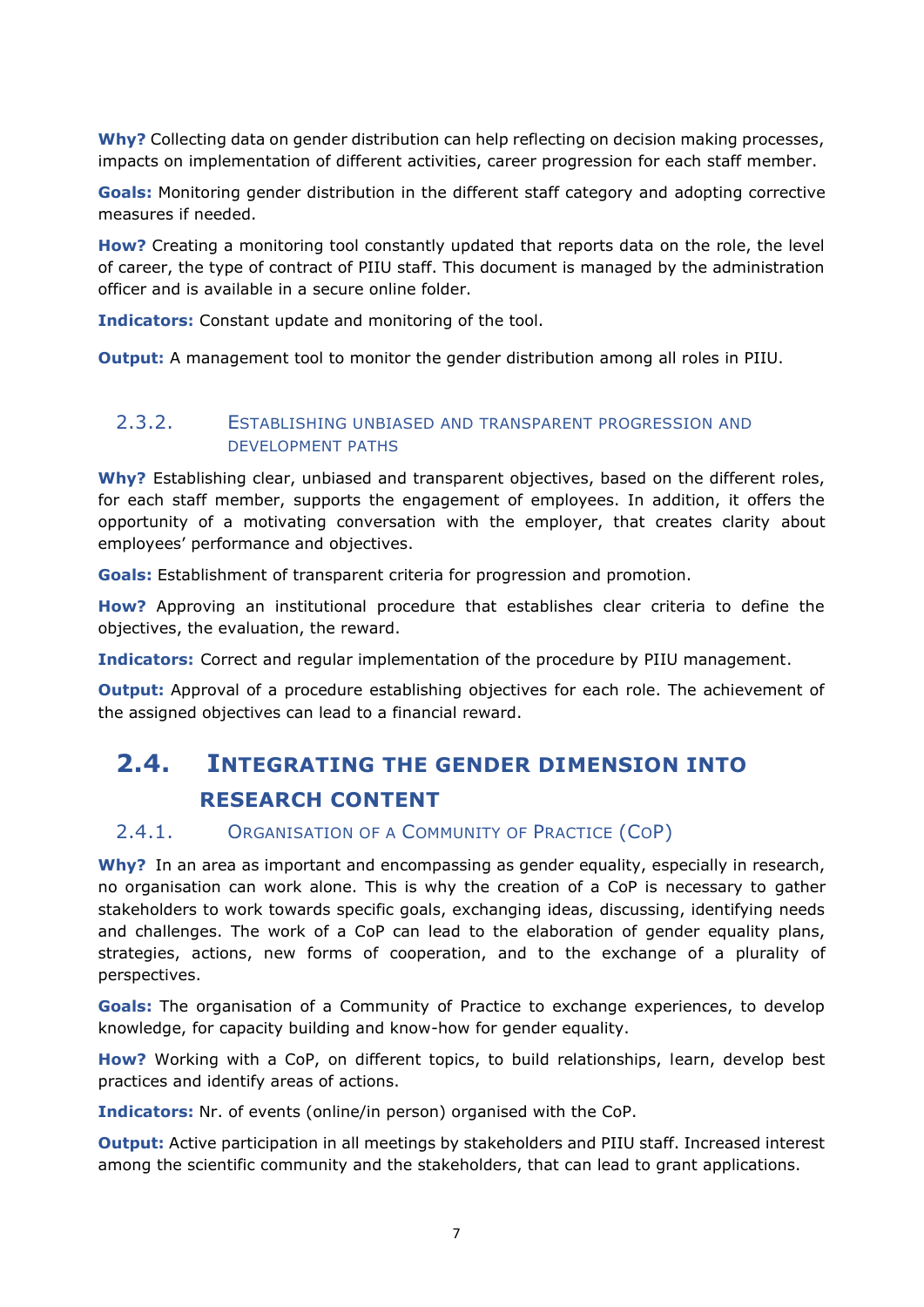**Why?** Collecting data on gender distribution can help reflecting on decision making processes, impacts on implementation of different activities, career progression for each staff member.

**Goals:** Monitoring gender distribution in the different staff category and adopting corrective measures if needed.

**How?** Creating a monitoring tool constantly updated that reports data on the role, the level of career, the type of contract of PIIU staff. This document is managed by the administration officer and is available in a secure online folder.

**Indicators:** Constant update and monitoring of the tool.

**Output:** A management tool to monitor the gender distribution among all roles in PIIU.

### 2.3.2. Establishing unbiased and transparent progression and development paths

**Why?** Establishing clear, unbiased and transparent objectives, based on the different roles, for each staff member, supports the engagement of employees. In addition, it offers the opportunity of a motivating conversation with the employer, that creates clarity about employees' performance and objectives.

**Goals:** Establishment of transparent criteria for progression and promotion.

**How?** Approving an institutional procedure that establishes clear criteria to define the objectives, the evaluation, the reward.

**Indicators:** Correct and regular implementation of the procedure by PIIU management.

**Output:** Approval of a procedure establishing objectives for each role. The achievement of the assigned objectives can lead to a financial reward.

## 2.4. Integrating the gender dimension into research content

### 2.4.1. Organisation of a Community of Practice (CoP)

**Why?** In an area as important and encompassing as gender equality, especially in research, no organisation can work alone. This is why the creation of a CoP is necessary to gather stakeholders to work towards specific goals, exchanging ideas, discussing, identifying needs and challenges. The work of a CoP can lead to the elaboration of gender equality plans, strategies, actions, new forms of cooperation, and to the exchange of a plurality of perspectives.

**Goals:** The organisation of a Community of Practice to exchange experiences, to develop knowledge, for capacity building and know-how for gender equality.

**How?** Working with a CoP, on different topics, to build relationships, learn, develop best practices and identify areas of actions.

**Indicators:** Nr. of events (online/in person) organised with the CoP.

**Output:** Active participation in all meetings by stakeholders and PIIU staff. Increased interest among the scientific community and the stakeholders, that can lead to grant applications.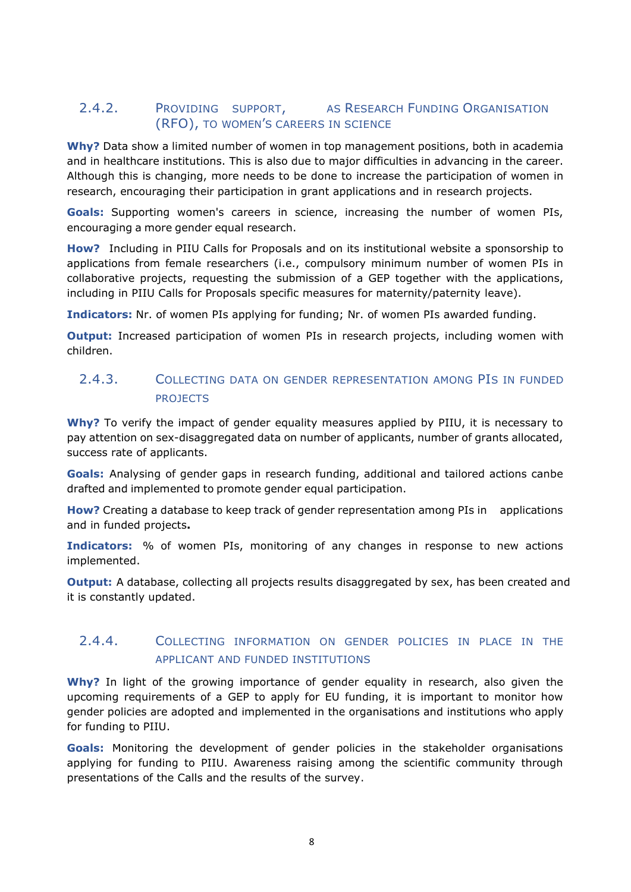### 2.4.2. Providing support, as Research Funding Organisation (RFO), to women's careers in science

**Why?** Data show a limited number of women in top management positions, both in academia and in healthcare institutions. This is also due to major difficulties in advancing in the career. Although this is changing, more needs to be done to increase the participation of women in research, encouraging their participation in grant applications and in research projects.

**Goals:** Supporting women's careers in science, increasing the number of women PIs, encouraging a more gender equal research.

**How?** Including in PIIU Calls for Proposals and on its institutional website a sponsorship to applications from female researchers (i.e., compulsory minimum number of women PIs in collaborative projects, requesting the submission of a GEP together with the applications, including in PIIU Calls for Proposals specific measures for maternity/paternity leave).

**Indicators:** Nr. of women PIs applying for funding; Nr. of women PIs awarded funding.

**Output:** Increased participation of women PIs in research projects, including women with children.

### 2.4.3. Collecting data on gender representation among PIs in funded projects

**Why?** To verify the impact of gender equality measures applied by PIIU, it is necessary to pay attention on sex-disaggregated data on number of applicants, number of grants allocated, success rate of applicants.

**Goals:** Analysing of gender gaps in research funding, additional and tailored actions canbe drafted and implemented to promote gender equal participation.

**How?** Creating a database to keep track of gender representation among PIs in applications and in funded projects**.**

**Indicators:** % of women PIs, monitoring of any changes in response to new actions implemented.

**Output:** A database, collecting all projects results disaggregated by sex, has been created and it is constantly updated.

### 2.4.4. Collecting information on gender policies in place in the applicant and funded institutions

**Why?** In light of the growing importance of gender equality in research, also given the upcoming requirements of a GEP to apply for EU funding, it is important to monitor how gender policies are adopted and implemented in the organisations and institutions who apply for funding to PIIU.

**Goals:** Monitoring the development of gender policies in the stakeholder organisations applying for funding to PIIU. Awareness raising among the scientific community through presentations of the Calls and the results of the survey.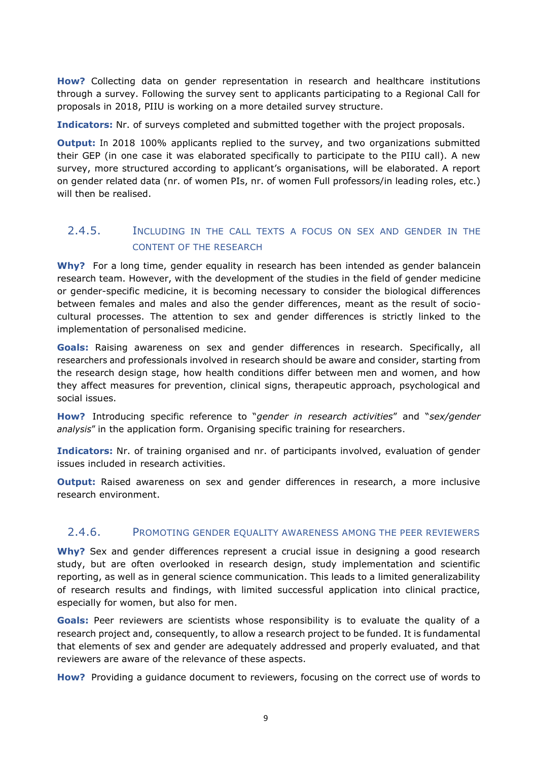**How?** Collecting data on gender representation in research and healthcare institutions through a survey. Following the survey sent to applicants participating to a Regional Call for proposals in 2018, PIIU is working on a more detailed survey structure.

**Indicators:** Nr. of surveys completed and submitted together with the project proposals.

**Output:** In 2018 100% applicants replied to the survey, and two organizations submitted their GEP (in one case it was elaborated specifically to participate to the PIIU call). A new survey, more structured according to applicant's organisations, will be elaborated. A report on gender related data (nr. of women PIs, nr. of women Full professors/in leading roles, etc.) will then be realised.

### 2.4.5. Including in the call texts a focus on sex and gender in the content of the research

**Why?** For a long time, gender equality in research has been intended as gender balancein research team. However, with the development of the studies in the field of gender medicine or gender-specific medicine, it is becoming necessary to consider the biological differences between females and males and also the gender differences, meant as the result of socio-cultural processes. The attention to sex and gender differences is strictly linked to the implementation of personalised medicine.

**Goals:** Raising awareness on sex and gender differences in research. Specifically, all researchers and professionals involved in research should be aware and consider, starting from the research design stage, how health conditions differ between men and women, and how they affect measures for prevention, clinical signs, therapeutic approach, psychological and social issues.

**How?** Introducing specific reference to "*gender in research activities*" and "*sex/gender analysis*" in the application form. Organising specific training for researchers.

**Indicators:** Nr. of training organised and nr. of participants involved, evaluation of gender issues included in research activities.

**Output:** Raised awareness on sex and gender differences in research, a more inclusive research environment.

### 2.4.6. Promoting gender equality awareness among the peer reviewers

**Why?** Sex and gender differences represent a crucial issue in designing a good research study, but are often overlooked in research design, study implementation and scientific reporting, as well as in general science communication. This leads to a limited generalizability of research results and findings, with limited successful application into clinical practice, especially for women, but also for men.

**Goals:** Peer reviewers are scientists whose responsibility is to evaluate the quality of a research project and, consequently, to allow a research project to be funded. It is fundamental that elements of sex and gender are adequately addressed and properly evaluated, and that reviewers are aware of the relevance of these aspects.

**How?** Providing a guidance document to reviewers, focusing on the correct use of words to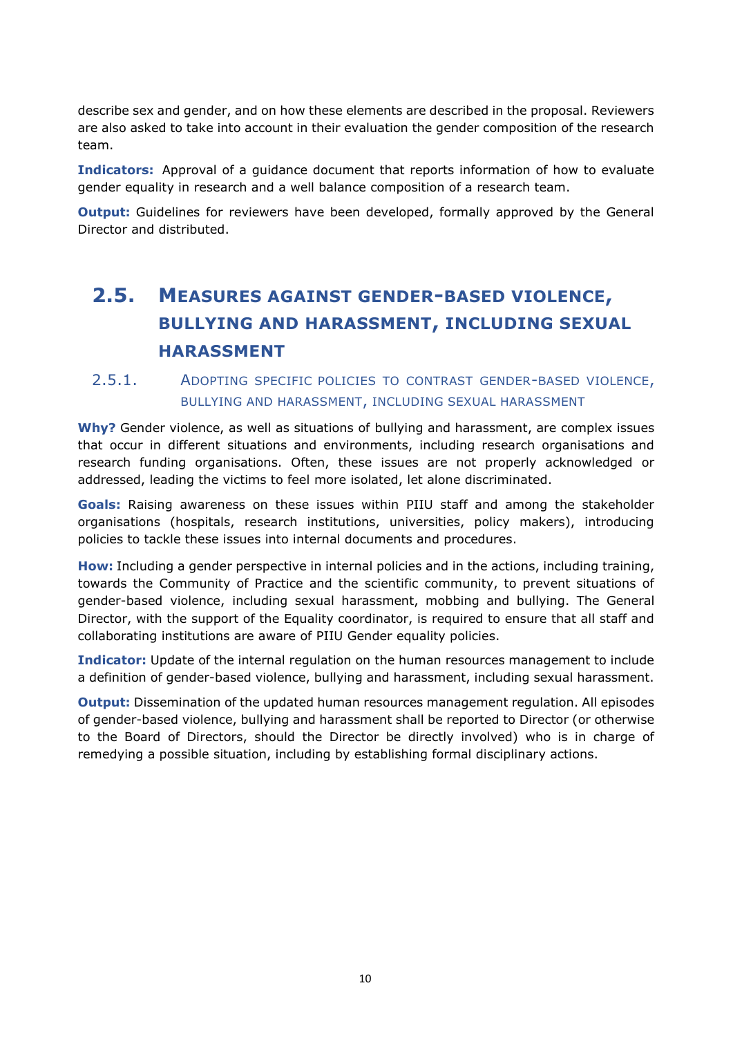describe sex and gender, and on how these elements are described in the proposal. Reviewers are also asked to take into account in their evaluation the gender composition of the research team.

**Indicators:** Approval of a guidance document that reports information of how to evaluate gender equality in research and a well balance composition of a research team.

**Output:** Guidelines for reviewers have been developed, formally approved by the General Director and distributed.

## 2.5. Measures against gender-based violence, bullying and harassment, including sexual harassment

### 2.5.1. Adopting specific policies to contrast gender-based violence, bullying and harassment, including sexual harassment

**Why?** Gender violence, as well as situations of bullying and harassment, are complex issues that occur in different situations and environments, including research organisations and research funding organisations. Often, these issues are not properly acknowledged or addressed, leading the victims to feel more isolated, let alone discriminated.

**Goals:** Raising awareness on these issues within PIIU staff and among the stakeholder organisations (hospitals, research institutions, universities, policy makers), introducing policies to tackle these issues into internal documents and procedures.

**How:** Including a gender perspective in internal policies and in the actions, including training, towards the Community of Practice and the scientific community, to prevent situations of gender-based violence, including sexual harassment, mobbing and bullying. The General Director, with the support of the Equality coordinator, is required to ensure that all staff and collaborating institutions are aware of PIIU Gender equality policies.

**Indicator:** Update of the internal regulation on the human resources management to include a definition of gender-based violence, bullying and harassment, including sexual harassment.

**Output:** Dissemination of the updated human resources management regulation. All episodes of gender-based violence, bullying and harassment shall be reported to Director (or otherwise to the Board of Directors, should the Director be directly involved) who is in charge of remedying a possible situation, including by establishing formal disciplinary actions.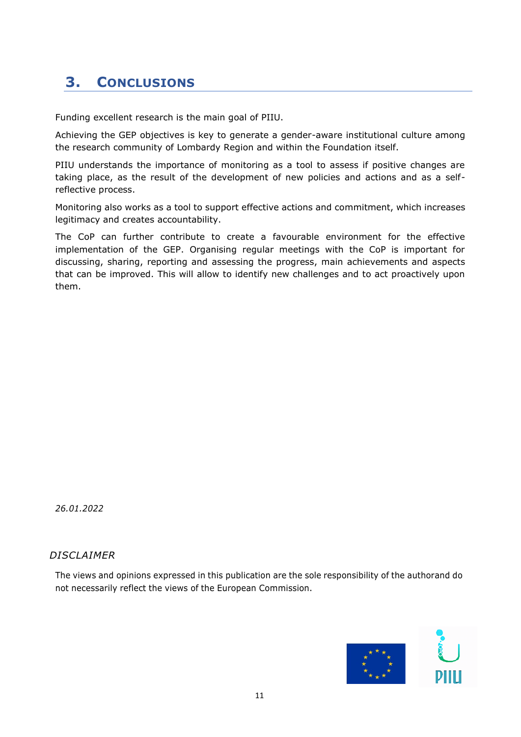# 3. CONCLUSIONS

Funding excellent research is the main goal of PIIU.

Achieving the GEP objectives is key to generate a gender-aware institutional culture among the research community of Lombardy Region and within the Foundation itself.

PIIU understands the importance of monitoring as a tool to assess if positive changes are taking place, as the result of the development of new policies and actions and as a self-reflective process.

Monitoring also works as a tool to support effective actions and commitment, which increases legitimacy and creates accountability.

The CoP can further contribute to create a favourable environment for the effective implementation of the GEP. Organising regular meetings with the CoP is important for discussing, sharing, reporting and assessing the progress, main achievements and aspects that can be improved. This will allow to identify new challenges and to act proactively upon them.

*26.01.2022*

*DISCLAIMER*

The views and opinions expressed in this publication are the sole responsibility of the authorand do not necessarily reflect the views of the European Commission.